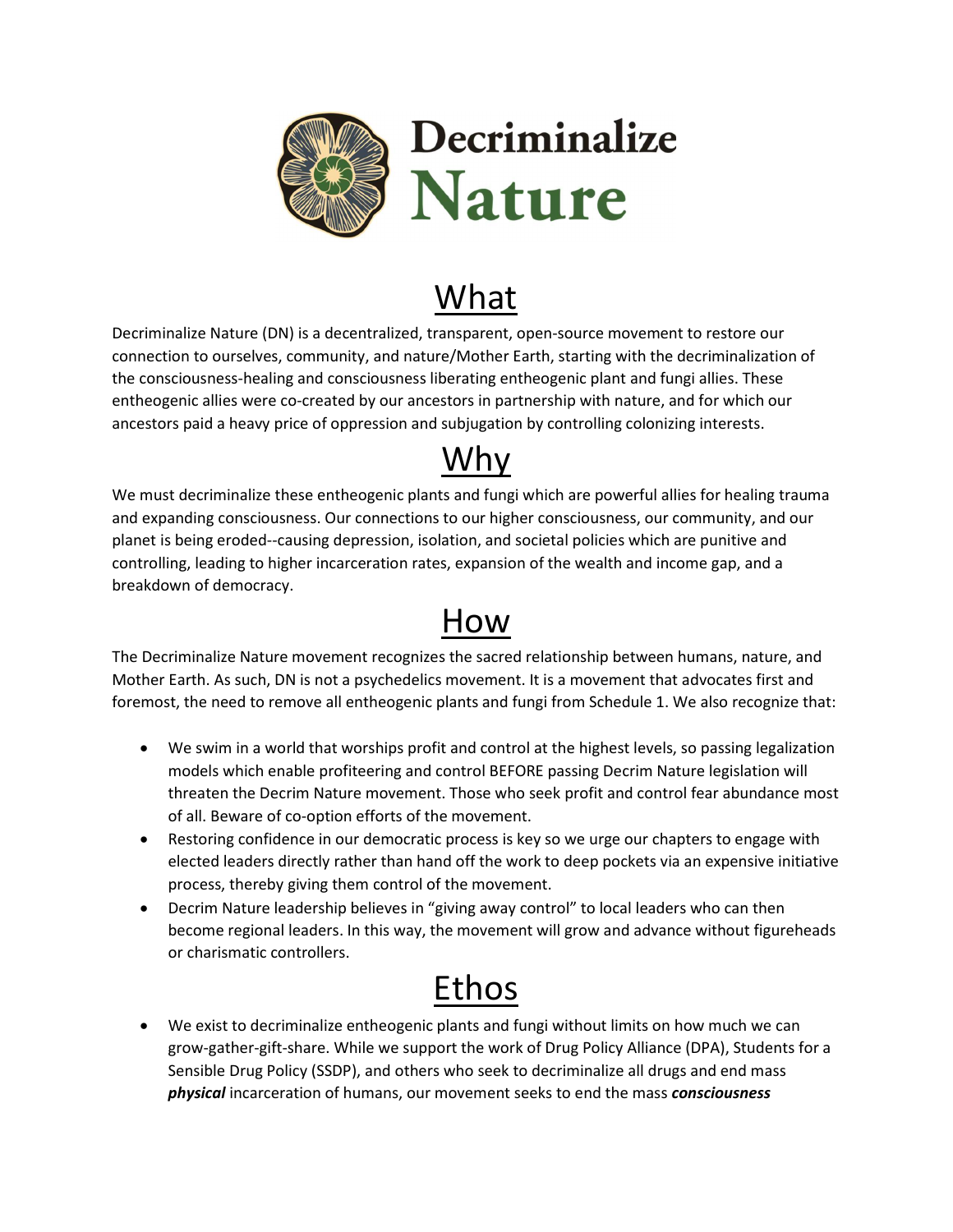# Decriminalize Nature

## What

Decriminalize Nature (DN) is a decentralized, transparent, open-source movement to restore our connection to ourselves, community, and nature/Mother Earth, starting with the decriminalization of the consciousness-healing and consciousness liberating entheogenic plant and fungi allies. These entheogenic allies were co-created by our ancestors in partnership with nature, and for which our ancestors paid a heavy price of oppression and subjugation by controlling colonizing interests.

## Why

We must decriminalize these entheogenic plants and fungi which are powerful allies for healing trauma and expanding consciousness. Our connections to our higher consciousness, our community, and our planet is being eroded--causing depression, isolation, and societal policies which are punitive and controlling, leading to higher incarceration rates, expansion of the wealth and income gap, and a breakdown of democracy.

## How

The Decriminalize Nature movement recognizes the sacred relationship between humans, nature, and Mother Earth. As such, DN is not a psychedelics movement. It is a movement that advocates first and foremost, the need to remove all entheogenic plants and fungi from Schedule 1. We also recognize that:

- We swim in a world that worships profit and control at the highest levels, so passing legalization models which enable profiteering and control BEFORE passing Decrim Nature legislation will threaten the Decrim Nature movement. Those who seek profit and control fear abundance most of all. Beware of co-option efforts of the movement.
- Restoring confidence in our democratic process is key so we urge our chapters to engage with elected leaders directly rather than hand off the work to deep pockets via an expensive initiative process, thereby giving them control of the movement.
- Decrim Nature leadership believes in "giving away control" to local leaders who can then become regional leaders. In this way, the movement will grow and advance without figureheads or charismatic controllers.

## Ethos

- We exist to decriminalize entheogenic plants and fungi without limits on how much we can grow-gather-gift-share. While we support the work of Drug Policy Alliance (DPA), Students for a Sensible Drug Policy (SSDP), and others who seek to decriminalize all drugs and end mass ***physical*** incarceration of humans, our movement seeks to end the mass ***consciousness***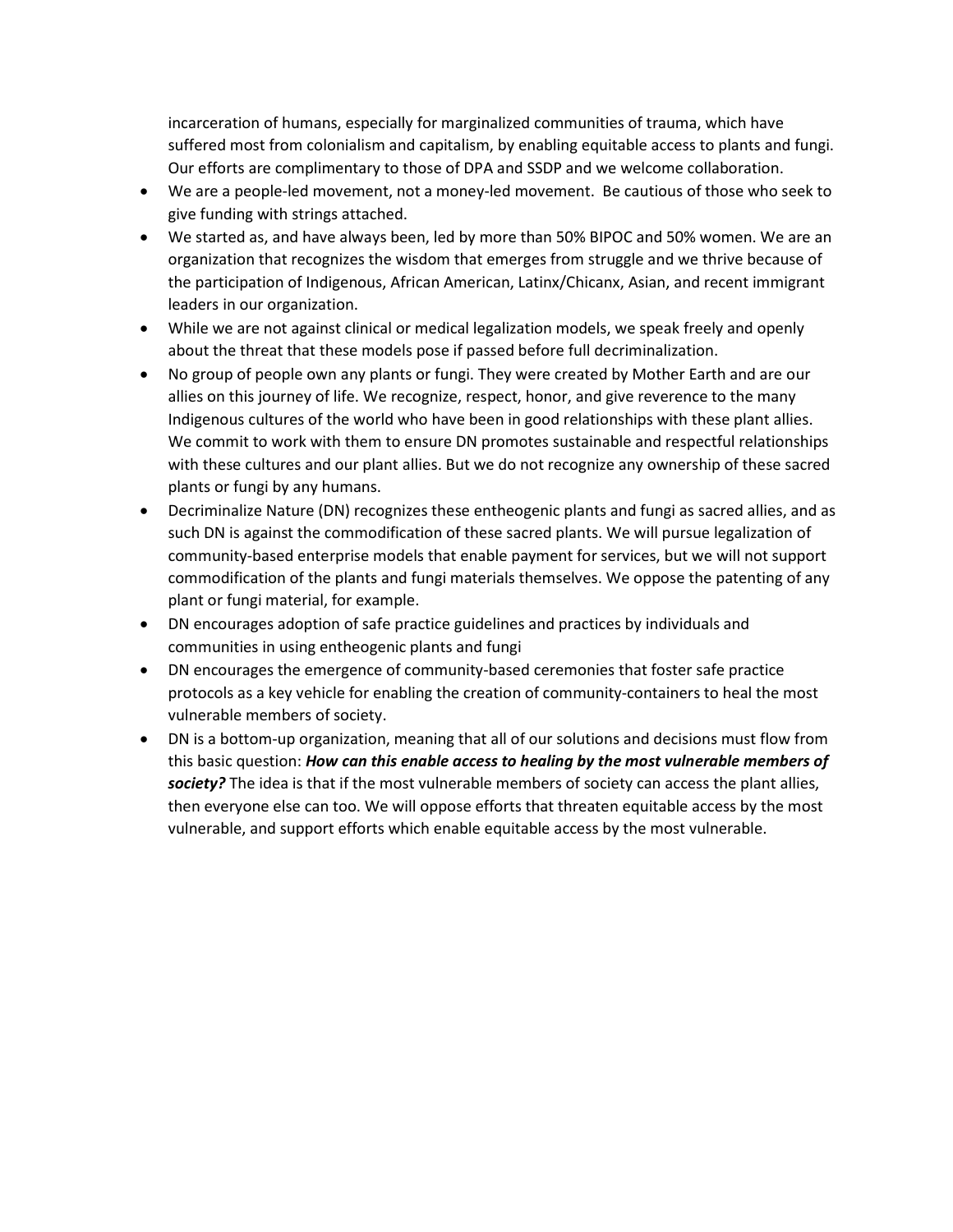incarceration of humans, especially for marginalized communities of trauma, which have suffered most from colonialism and capitalism, by enabling equitable access to plants and fungi. Our efforts are complimentary to those of DPA and SSDP and we welcome collaboration.

- We are a people-led movement, not a money-led movement. Be cautious of those who seek to give funding with strings attached.
- We started as, and have always been, led by more than 50% BIPOC and 50% women. We are an organization that recognizes the wisdom that emerges from struggle and we thrive because of the participation of Indigenous, African American, Latinx/Chicanx, Asian, and recent immigrant leaders in our organization.
- While we are not against clinical or medical legalization models, we speak freely and openly about the threat that these models pose if passed before full decriminalization.
- No group of people own any plants or fungi. They were created by Mother Earth and are our allies on this journey of life. We recognize, respect, honor, and give reverence to the many Indigenous cultures of the world who have been in good relationships with these plant allies. We commit to work with them to ensure DN promotes sustainable and respectful relationships with these cultures and our plant allies. But we do not recognize any ownership of these sacred plants or fungi by any humans.
- Decriminalize Nature (DN) recognizes these entheogenic plants and fungi as sacred allies, and as such DN is against the commodification of these sacred plants. We will pursue legalization of community-based enterprise models that enable payment for services, but we will not support commodification of the plants and fungi materials themselves. We oppose the patenting of any plant or fungi material, for example.
- DN encourages adoption of safe practice guidelines and practices by individuals and communities in using entheogenic plants and fungi
- DN encourages the emergence of community-based ceremonies that foster safe practice protocols as a key vehicle for enabling the creation of community-containers to heal the most vulnerable members of society.
- DN is a bottom-up organization, meaning that all of our solutions and decisions must flow from this basic question: ***How can this enable access to healing by the most vulnerable members of society?*** The idea is that if the most vulnerable members of society can access the plant allies, then everyone else can too. We will oppose efforts that threaten equitable access by the most vulnerable, and support efforts which enable equitable access by the most vulnerable.